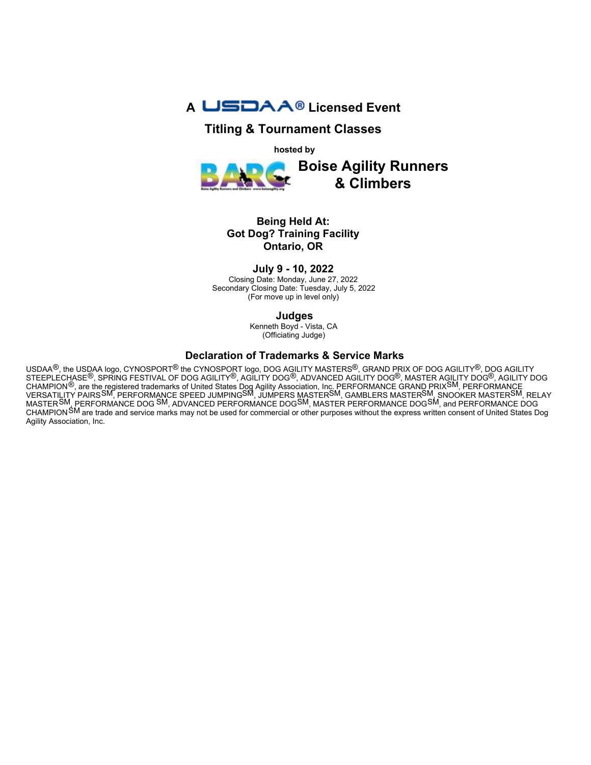# A USDAA® Licensed Event

## Titling & Tournament Classes

hosted by

## Boise Agility Runners & Climbers

**Being Held At:**
**Got Dog? Training Facility**
**Ontario, OR**

**July 9 - 10, 2022**

Closing Date: Monday, June 27, 2022
Secondary Closing Date: Tuesday, July 5, 2022
(For move up in level only)

### Judges

Kenneth Boyd - Vista, CA
(Officiating Judge)

### Declaration of Trademarks & Service Marks

USDAA®, the USDAA logo, CYNOSPORT® the CYNOSPORT logo, DOG AGILITY MASTERS®, GRAND PRIX OF DOG AGILITY®, DOG AGILITY STEEPLECHASE®, SPRING FESTIVAL OF DOG AGILITY®, AGILITY DOG®, ADVANCED AGILITY DOG®, MASTER AGILITY DOG®, AGILITY DOG CHAMPION®, are the registered trademarks of United States Dog Agility Association, Inc. PERFORMANCE GRAND PRIX SM, PERFORMANCE VERSATILITY PAIRS SM, PERFORMANCE SPEED JUMPING SM, JUMPERS MASTER SM, GAMBLERS MASTER SM, SNOOKER MASTER SM, RELAY MASTER SM, PERFORMANCE DOG SM, ADVANCED PERFORMANCE DOG SM, MASTER PERFORMANCE DOG SM, and PERFORMANCE DOG CHAMPION SM are trade and service marks may not be used for commercial or other purposes without the express written consent of United States Dog Agility Association, Inc.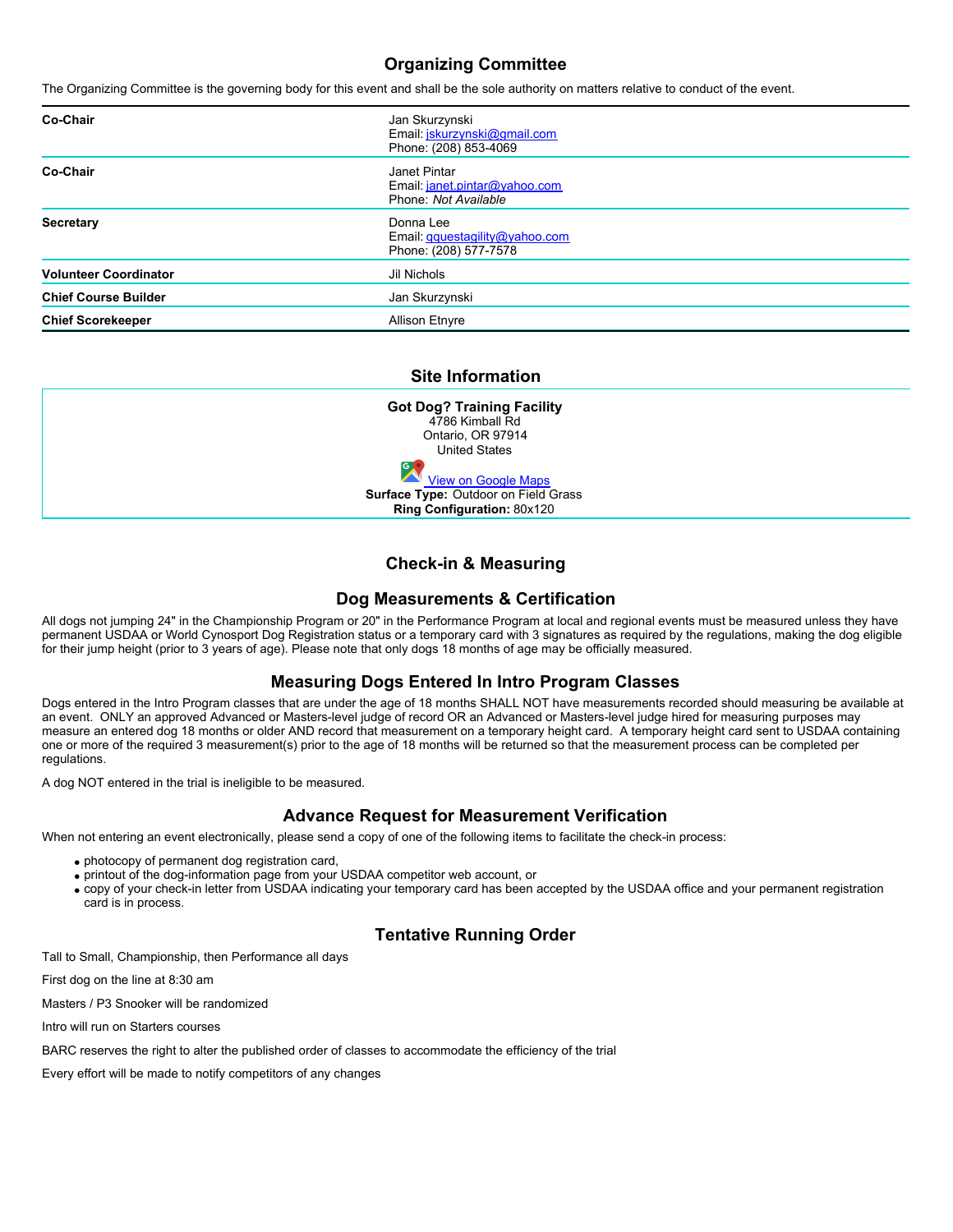## Organizing Committee

The Organizing Committee is the governing body for this event and shall be the sole authority on matters relative to conduct of the event.

| | |
|---|---|
| **Co-Chair** | Jan Skurzynski<br>Email: jskurzynski@gmail.com<br>Phone: (208) 853-4069 |
| **Co-Chair** | Janet Pintar<br>Email: janet.pintar@yahoo.com<br>Phone: *Not Available* |
| **Secretary** | Donna Lee<br>Email: qquestagility@yahoo.com<br>Phone: (208) 577-7578 |
| **Volunteer Coordinator** | Jil Nichols |
| **Chief Course Builder** | Jan Skurzynski |
| **Chief Scorekeeper** | Allison Etnyre |

## Site Information

**Got Dog? Training Facility**
4786 Kimball Rd
Ontario, OR 97914
United States

View on Google Maps

**Surface Type:** Outdoor on Field Grass
**Ring Configuration:** 80x120

## Check-in & Measuring

## Dog Measurements & Certification

All dogs not jumping 24" in the Championship Program or 20" in the Performance Program at local and regional events must be measured unless they have permanent USDAA or World Cynosport Dog Registration status or a temporary card with 3 signatures as required by the regulations, making the dog eligible for their jump height (prior to 3 years of age). Please note that only dogs 18 months of age may be officially measured.

## Measuring Dogs Entered In Intro Program Classes

Dogs entered in the Intro Program classes that are under the age of 18 months SHALL NOT have measurements recorded should measuring be available at an event. ONLY an approved Advanced or Masters-level judge of record OR an Advanced or Masters-level judge hired for measuring purposes may measure an entered dog 18 months or older AND record that measurement on a temporary height card. A temporary height card sent to USDAA containing one or more of the required 3 measurement(s) prior to the age of 18 months will be returned so that the measurement process can be completed per regulations.

A dog NOT entered in the trial is ineligible to be measured.

## Advance Request for Measurement Verification

When not entering an event electronically, please send a copy of one of the following items to facilitate the check-in process:

- photocopy of permanent dog registration card,
- printout of the dog-information page from your USDAA competitor web account, or
- copy of your check-in letter from USDAA indicating your temporary card has been accepted by the USDAA office and your permanent registration card is in process.

## Tentative Running Order

Tall to Small, Championship, then Performance all days

First dog on the line at 8:30 am

Masters / P3 Snooker will be randomized

Intro will run on Starters courses

BARC reserves the right to alter the published order of classes to accommodate the efficiency of the trial

Every effort will be made to notify competitors of any changes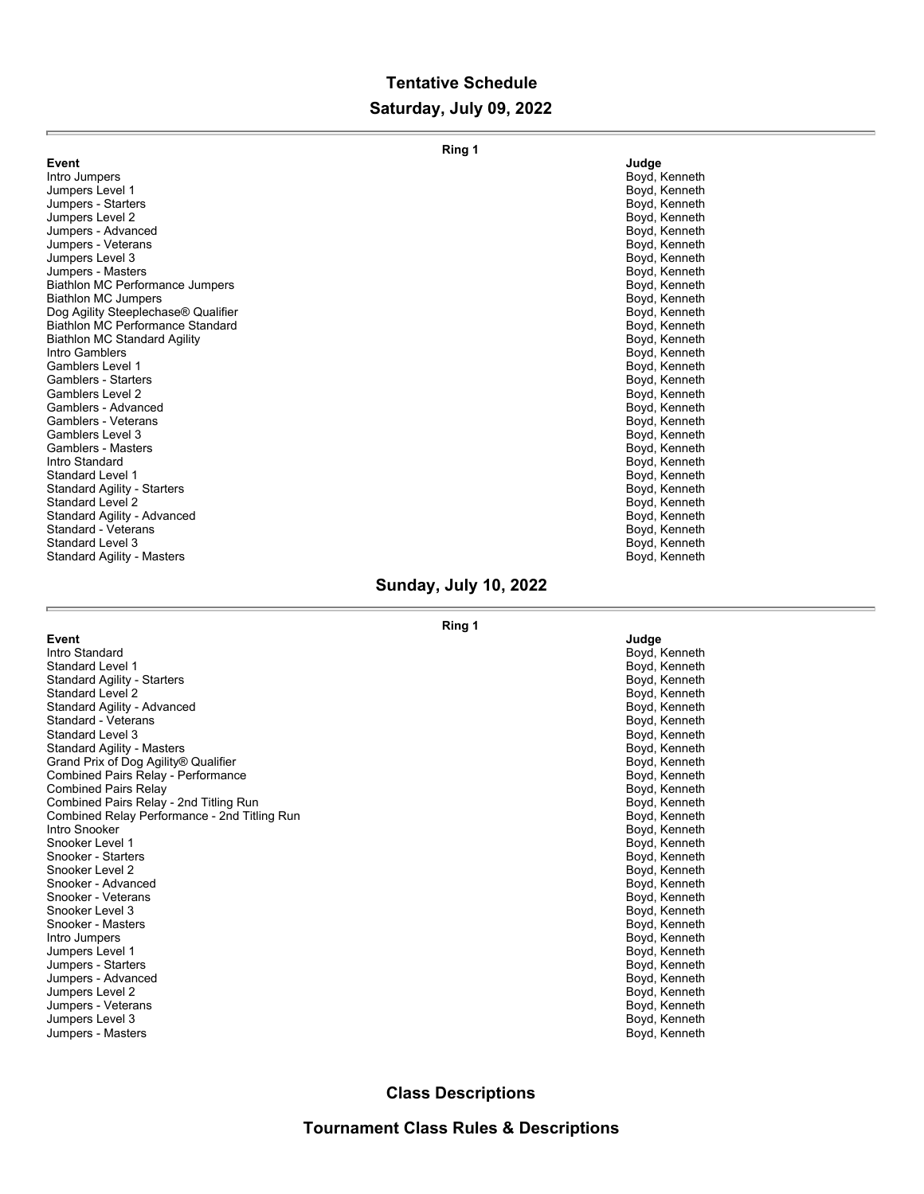## Tentative Schedule

## Saturday, July 09, 2022

**Ring 1**

| Event | Judge |
|---|---|
| Intro Jumpers | Boyd, Kenneth |
| Jumpers Level 1 | Boyd, Kenneth |
| Jumpers - Starters | Boyd, Kenneth |
| Jumpers Level 2 | Boyd, Kenneth |
| Jumpers - Advanced | Boyd, Kenneth |
| Jumpers - Veterans | Boyd, Kenneth |
| Jumpers Level 3 | Boyd, Kenneth |
| Jumpers - Masters | Boyd, Kenneth |
| Biathlon MC Performance Jumpers | Boyd, Kenneth |
| Biathlon MC Jumpers | Boyd, Kenneth |
| Dog Agility Steeplechase® Qualifier | Boyd, Kenneth |
| Biathlon MC Performance Standard | Boyd, Kenneth |
| Biathlon MC Standard Agility | Boyd, Kenneth |
| Intro Gamblers | Boyd, Kenneth |
| Gamblers Level 1 | Boyd, Kenneth |
| Gamblers - Starters | Boyd, Kenneth |
| Gamblers Level 2 | Boyd, Kenneth |
| Gamblers - Advanced | Boyd, Kenneth |
| Gamblers - Veterans | Boyd, Kenneth |
| Gamblers Level 3 | Boyd, Kenneth |
| Gamblers - Masters | Boyd, Kenneth |
| Intro Standard | Boyd, Kenneth |
| Standard Level 1 | Boyd, Kenneth |
| Standard Agility - Starters | Boyd, Kenneth |
| Standard Level 2 | Boyd, Kenneth |
| Standard Agility - Advanced | Boyd, Kenneth |
| Standard - Veterans | Boyd, Kenneth |
| Standard Level 3 | Boyd, Kenneth |
| Standard Agility - Masters | Boyd, Kenneth |

## Sunday, July 10, 2022

**Ring 1**

| Event | Judge |
|---|---|
| Intro Standard | Boyd, Kenneth |
| Standard Level 1 | Boyd, Kenneth |
| Standard Agility - Starters | Boyd, Kenneth |
| Standard Level 2 | Boyd, Kenneth |
| Standard Agility - Advanced | Boyd, Kenneth |
| Standard - Veterans | Boyd, Kenneth |
| Standard Level 3 | Boyd, Kenneth |
| Standard Agility - Masters | Boyd, Kenneth |
| Grand Prix of Dog Agility® Qualifier | Boyd, Kenneth |
| Combined Pairs Relay - Performance | Boyd, Kenneth |
| Combined Pairs Relay | Boyd, Kenneth |
| Combined Pairs Relay - 2nd Titling Run | Boyd, Kenneth |
| Combined Relay Performance - 2nd Titling Run | Boyd, Kenneth |
| Intro Snooker | Boyd, Kenneth |
| Snooker Level 1 | Boyd, Kenneth |
| Snooker - Starters | Boyd, Kenneth |
| Snooker Level 2 | Boyd, Kenneth |
| Snooker - Advanced | Boyd, Kenneth |
| Snooker - Veterans | Boyd, Kenneth |
| Snooker Level 3 | Boyd, Kenneth |
| Snooker - Masters | Boyd, Kenneth |
| Intro Jumpers | Boyd, Kenneth |
| Jumpers Level 1 | Boyd, Kenneth |
| Jumpers - Starters | Boyd, Kenneth |
| Jumpers - Advanced | Boyd, Kenneth |
| Jumpers Level 2 | Boyd, Kenneth |
| Jumpers - Veterans | Boyd, Kenneth |
| Jumpers Level 3 | Boyd, Kenneth |
| Jumpers - Masters | Boyd, Kenneth |

## Class Descriptions

## Tournament Class Rules & Descriptions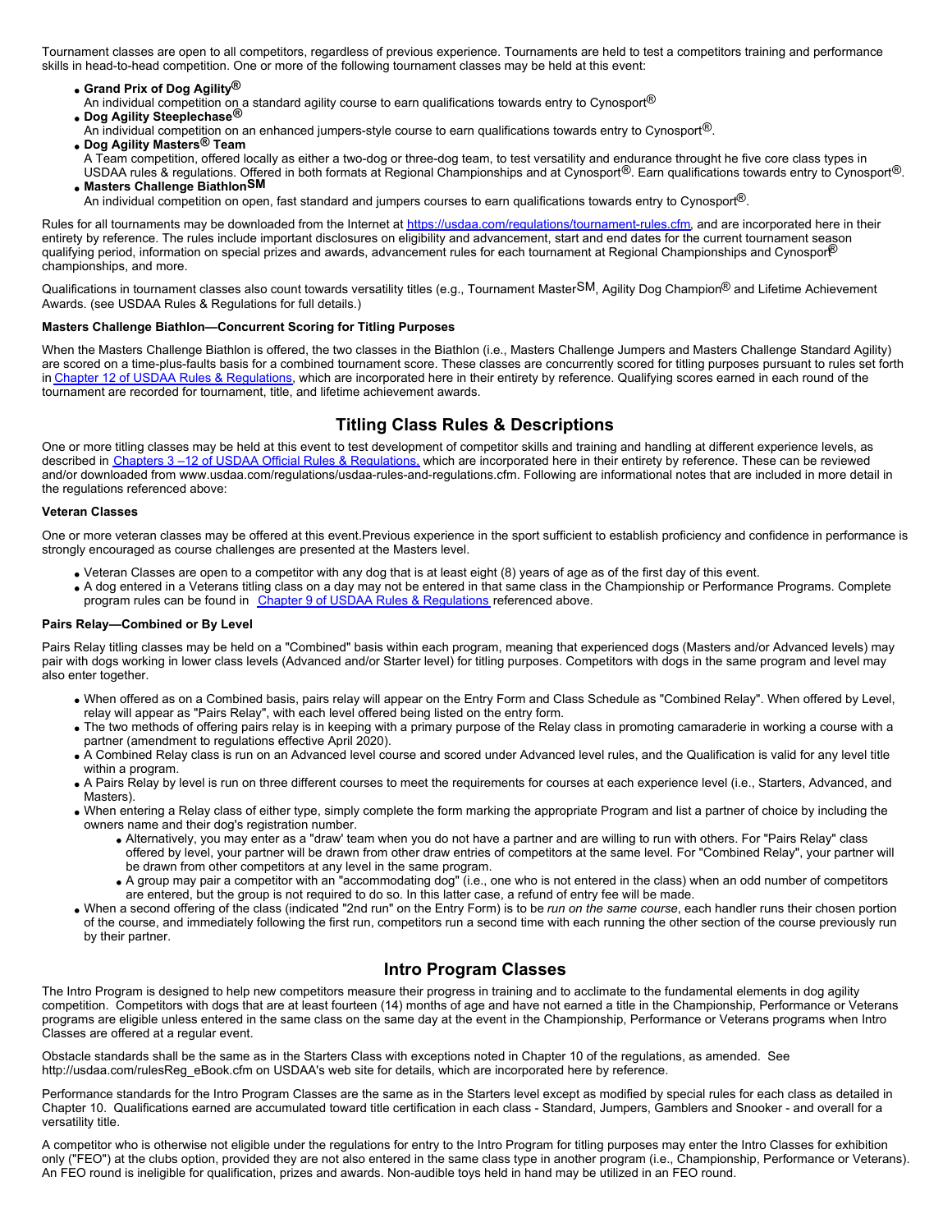Tournament classes are open to all competitors, regardless of previous experience. Tournaments are held to test a competitors training and performance skills in head-to-head competition. One or more of the following tournament classes may be held at this event:

- **Grand Prix of Dog Agility®**
  An individual competition on a standard agility course to earn qualifications towards entry to Cynosport®
- **Dog Agility Steeplechase®**
  An individual competition on an enhanced jumpers-style course to earn qualifications towards entry to Cynosport®.
- **Dog Agility Masters® Team**
  A Team competition, offered locally as either a two-dog or three-dog team, to test versatility and endurance throught he five core class types in USDAA rules & regulations. Offered in both formats at Regional Championships and at Cynosport®. Earn qualifications towards entry to Cynosport®.
- **Masters Challenge Biathlon℠**
  An individual competition on open, fast standard and jumpers courses to earn qualifications towards entry to Cynosport®.

Rules for all tournaments may be downloaded from the Internet at https://usdaa.com/regulations/tournament-rules.cfm, and are incorporated here in their entirety by reference. The rules include important disclosures on eligibility and advancement, start and end dates for the current tournament season qualifying period, information on special prizes and awards, advancement rules for each tournament at Regional Championships and Cynosport® championships, and more.

Qualifications in tournament classes also count towards versatility titles (e.g., Tournament Master℠, Agility Dog Champion® and Lifetime Achievement Awards. (see USDAA Rules & Regulations for full details.)

**Masters Challenge Biathlon—Concurrent Scoring for Titling Purposes**

When the Masters Challenge Biathlon is offered, the two classes in the Biathlon (i.e., Masters Challenge Jumpers and Masters Challenge Standard Agility) are scored on a time-plus-faults basis for a combined tournament score. These classes are concurrently scored for titling purposes pursuant to rules set forth in Chapter 12 of USDAA Rules & Regulations, which are incorporated here in their entirety by reference. Qualifying scores earned in each round of the tournament are recorded for tournament, title, and lifetime achievement awards.

## Titling Class Rules & Descriptions

One or more titling classes may be held at this event to test development of competitor skills and training and handling at different experience levels, as described in Chapters 3 –12 of USDAA Official Rules & Regulations, which are incorporated here in their entirety by reference. These can be reviewed and/or downloaded from www.usdaa.com/regulations/usdaa-rules-and-regulations.cfm. Following are informational notes that are included in more detail in the regulations referenced above:

**Veteran Classes**

One or more veteran classes may be offered at this event.Previous experience in the sport sufficient to establish proficiency and confidence in performance is strongly encouraged as course challenges are presented at the Masters level.

- Veteran Classes are open to a competitor with any dog that is at least eight (8) years of age as of the first day of this event.
- A dog entered in a Veterans titling class on a day may not be entered in that same class in the Championship or Performance Programs. Complete program rules can be found in Chapter 9 of USDAA Rules & Regulations referenced above.

**Pairs Relay—Combined or By Level**

Pairs Relay titling classes may be held on a "Combined" basis within each program, meaning that experienced dogs (Masters and/or Advanced levels) may pair with dogs working in lower class levels (Advanced and/or Starter level) for titling purposes. Competitors with dogs in the same program and level may also enter together.

- When offered as on a Combined basis, pairs relay will appear on the Entry Form and Class Schedule as "Combined Relay". When offered by Level, relay will appear as "Pairs Relay", with each level offered being listed on the entry form.
- The two methods of offering pairs relay is in keeping with a primary purpose of the Relay class in promoting camaraderie in working a course with a partner (amendment to regulations effective April 2020).
- A Combined Relay class is run on an Advanced level course and scored under Advanced level rules, and the Qualification is valid for any level title within a program.
- A Pairs Relay by level is run on three different courses to meet the requirements for courses at each experience level (i.e., Starters, Advanced, and Masters).
- When entering a Relay class of either type, simply complete the form marking the appropriate Program and list a partner of choice by including the owners name and their dog's registration number.
  - Alternatively, you may enter as a "draw' team when you do not have a partner and are willing to run with others. For "Pairs Relay" class offered by level, your partner will be drawn from other draw entries of competitors at the same level. For "Combined Relay", your partner will be drawn from other competitors at any level in the same program.
  - A group may pair a competitor with an "accommodating dog" (i.e., one who is not entered in the class) when an odd number of competitors are entered, but the group is not required to do so. In this latter case, a refund of entry fee will be made.
- When a second offering of the class (indicated "2nd run" on the Entry Form) is to be *run on the same course*, each handler runs their chosen portion of the course, and immediately following the first run, competitors run a second time with each running the other section of the course previously run by their partner.

## Intro Program Classes

The Intro Program is designed to help new competitors measure their progress in training and to acclimate to the fundamental elements in dog agility competition. Competitors with dogs that are at least fourteen (14) months of age and have not earned a title in the Championship, Performance or Veterans programs are eligible unless entered in the same class on the same day at the event in the Championship, Performance or Veterans programs when Intro Classes are offered at a regular event.

Obstacle standards shall be the same as in the Starters Class with exceptions noted in Chapter 10 of the regulations, as amended. See http://usdaa.com/rulesReg_eBook.cfm on USDAA's web site for details, which are incorporated here by reference.

Performance standards for the Intro Program Classes are the same as in the Starters level except as modified by special rules for each class as detailed in Chapter 10. Qualifications earned are accumulated toward title certification in each class - Standard, Jumpers, Gamblers and Snooker - and overall for a versatility title.

A competitor who is otherwise not eligible under the regulations for entry to the Intro Program for titling purposes may enter the Intro Classes for exhibition only ("FEO") at the clubs option, provided they are not also entered in the same class type in another program (i.e., Championship, Performance or Veterans). An FEO round is ineligible for qualification, prizes and awards. Non-audible toys held in hand may be utilized in an FEO round.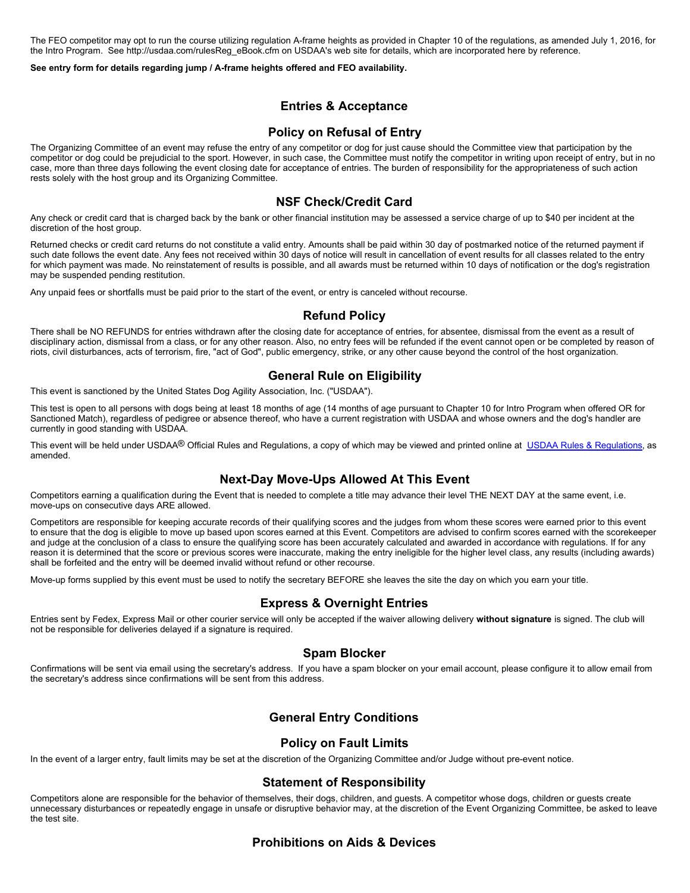The FEO competitor may opt to run the course utilizing regulation A-frame heights as provided in Chapter 10 of the regulations, as amended July 1, 2016, for the Intro Program. See http://usdaa.com/rulesReg_eBook.cfm on USDAA's web site for details, which are incorporated here by reference.

**See entry form for details regarding jump / A-frame heights offered and FEO availability.**

## Entries & Acceptance

### Policy on Refusal of Entry

The Organizing Committee of an event may refuse the entry of any competitor or dog for just cause should the Committee view that participation by the competitor or dog could be prejudicial to the sport. However, in such case, the Committee must notify the competitor in writing upon receipt of entry, but in no case, more than three days following the event closing date for acceptance of entries. The burden of responsibility for the appropriateness of such action rests solely with the host group and its Organizing Committee.

### NSF Check/Credit Card

Any check or credit card that is charged back by the bank or other financial institution may be assessed a service charge of up to $40 per incident at the discretion of the host group.

Returned checks or credit card returns do not constitute a valid entry. Amounts shall be paid within 30 day of postmarked notice of the returned payment if such date follows the event date. Any fees not received within 30 days of notice will result in cancellation of event results for all classes related to the entry for which payment was made. No reinstatement of results is possible, and all awards must be returned within 10 days of notification or the dog's registration may be suspended pending restitution.

Any unpaid fees or shortfalls must be paid prior to the start of the event, or entry is canceled without recourse.

### Refund Policy

There shall be NO REFUNDS for entries withdrawn after the closing date for acceptance of entries, for absentee, dismissal from the event as a result of disciplinary action, dismissal from a class, or for any other reason. Also, no entry fees will be refunded if the event cannot open or be completed by reason of riots, civil disturbances, acts of terrorism, fire, "act of God", public emergency, strike, or any other cause beyond the control of the host organization.

### General Rule on Eligibility

This event is sanctioned by the United States Dog Agility Association, Inc. ("USDAA").

This test is open to all persons with dogs being at least 18 months of age (14 months of age pursuant to Chapter 10 for Intro Program when offered OR for Sanctioned Match), regardless of pedigree or absence thereof, who have a current registration with USDAA and whose owners and the dog's handler are currently in good standing with USDAA.

This event will be held under USDAA® Official Rules and Regulations, a copy of which may be viewed and printed online at USDAA Rules & Regulations, as amended.

### Next-Day Move-Ups Allowed At This Event

Competitors earning a qualification during the Event that is needed to complete a title may advance their level THE NEXT DAY at the same event, i.e. move-ups on consecutive days ARE allowed.

Competitors are responsible for keeping accurate records of their qualifying scores and the judges from whom these scores were earned prior to this event to ensure that the dog is eligible to move up based upon scores earned at this Event. Competitors are advised to confirm scores earned with the scorekeeper and judge at the conclusion of a class to ensure the qualifying score has been accurately calculated and awarded in accordance with regulations. If for any reason it is determined that the score or previous scores were inaccurate, making the entry ineligible for the higher level class, any results (including awards) shall be forfeited and the entry will be deemed invalid without refund or other recourse.

Move-up forms supplied by this event must be used to notify the secretary BEFORE she leaves the site the day on which you earn your title.

### Express & Overnight Entries

Entries sent by Fedex, Express Mail or other courier service will only be accepted if the waiver allowing delivery **without signature** is signed. The club will not be responsible for deliveries delayed if a signature is required.

### Spam Blocker

Confirmations will be sent via email using the secretary's address. If you have a spam blocker on your email account, please configure it to allow email from the secretary's address since confirmations will be sent from this address.

## General Entry Conditions

### Policy on Fault Limits

In the event of a larger entry, fault limits may be set at the discretion of the Organizing Committee and/or Judge without pre-event notice.

### Statement of Responsibility

Competitors alone are responsible for the behavior of themselves, their dogs, children, and guests. A competitor whose dogs, children or guests create unnecessary disturbances or repeatedly engage in unsafe or disruptive behavior may, at the discretion of the Event Organizing Committee, be asked to leave the test site.

### Prohibitions on Aids & Devices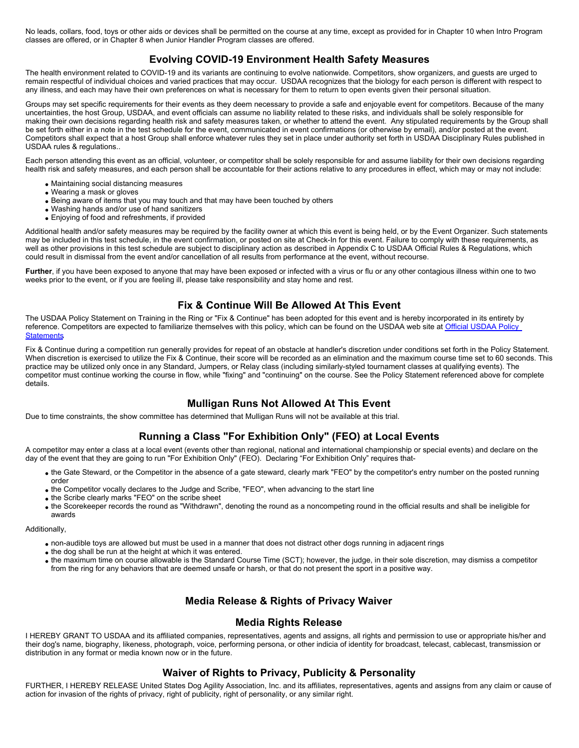No leads, collars, food, toys or other aids or devices shall be permitted on the course at any time, except as provided for in Chapter 10 when Intro Program classes are offered, or in Chapter 8 when Junior Handler Program classes are offered.

## Evolving COVID-19 Environment Health Safety Measures

The health environment related to COVID-19 and its variants are continuing to evolve nationwide. Competitors, show organizers, and guests are urged to remain respectful of individual choices and varied practices that may occur. USDAA recognizes that the biology for each person is different with respect to any illness, and each may have their own preferences on what is necessary for them to return to open events given their personal situation.

Groups may set specific requirements for their events as they deem necessary to provide a safe and enjoyable event for competitors. Because of the many uncertainties, the host Group, USDAA, and event officials can assume no liability related to these risks, and individuals shall be solely responsible for making their own decisions regarding health risk and safety measures taken, or whether to attend the event. Any stipulated requirements by the Group shall be set forth either in a note in the test schedule for the event, communicated in event confirmations (or otherwise by email), and/or posted at the event. Competitors shall expect that a host Group shall enforce whatever rules they set in place under authority set forth in USDAA Disciplinary Rules published in USDAA rules & regulations..

Each person attending this event as an official, volunteer, or competitor shall be solely responsible for and assume liability for their own decisions regarding health risk and safety measures, and each person shall be accountable for their actions relative to any procedures in effect, which may or may not include:

- Maintaining social distancing measures
- Wearing a mask or gloves
- Being aware of items that you may touch and that may have been touched by others
- Washing hands and/or use of hand sanitizers
- Enjoying of food and refreshments, if provided

Additional health and/or safety measures may be required by the facility owner at which this event is being held, or by the Event Organizer. Such statements may be included in this test schedule, in the event confirmation, or posted on site at Check-In for this event. Failure to comply with these requirements, as well as other provisions in this test schedule are subject to disciplinary action as described in Appendix C to USDAA Official Rules & Regulations, which could result in dismissal from the event and/or cancellation of all results from performance at the event, without recourse.

**Further**, if you have been exposed to anyone that may have been exposed or infected with a virus or flu or any other contagious illness within one to two weeks prior to the event, or if you are feeling ill, please take responsibility and stay home and rest.

## Fix & Continue Will Be Allowed At This Event

The USDAA Policy Statement on Training in the Ring or "Fix & Continue" has been adopted for this event and is hereby incorporated in its entirety by reference. Competitors are expected to familiarize themselves with this policy, which can be found on the USDAA web site at Official USDAA Policy Statements.

Fix & Continue during a competition run generally provides for repeat of an obstacle at handler's discretion under conditions set forth in the Policy Statement. When discretion is exercised to utilize the Fix & Continue, their score will be recorded as an elimination and the maximum course time set to 60 seconds. This practice may be utilized only once in any Standard, Jumpers, or Relay class (including similarly-styled tournament classes at qualifying events). The competitor must continue working the course in flow, while "fixing" and "continuing" on the course. See the Policy Statement referenced above for complete details.

## Mulligan Runs Not Allowed At This Event

Due to time constraints, the show committee has determined that Mulligan Runs will not be available at this trial.

## Running a Class "For Exhibition Only" (FEO) at Local Events

A competitor may enter a class at a local event (events other than regional, national and international championship or special events) and declare on the day of the event that they are going to run "For Exhibition Only" (FEO). Declaring "For Exhibition Only" requires that-

- the Gate Steward, or the Competitor in the absence of a gate steward, clearly mark "FEO" by the competitor's entry number on the posted running order
- the Competitor vocally declares to the Judge and Scribe, "FEO", when advancing to the start line
- the Scribe clearly marks "FEO" on the scribe sheet
- the Scorekeeper records the round as "Withdrawn", denoting the round as a noncompeting round in the official results and shall be ineligible for awards

Additionally,

- non-audible toys are allowed but must be used in a manner that does not distract other dogs running in adjacent rings
- the dog shall be run at the height at which it was entered.
- the maximum time on course allowable is the Standard Course Time (SCT); however, the judge, in their sole discretion, may dismiss a competitor from the ring for any behaviors that are deemed unsafe or harsh, or that do not present the sport in a positive way.

## Media Release & Rights of Privacy Waiver

### Media Rights Release

I HEREBY GRANT TO USDAA and its affiliated companies, representatives, agents and assigns, all rights and permission to use or appropriate his/her and their dog's name, biography, likeness, photograph, voice, performing persona, or other indicia of identity for broadcast, telecast, cablecast, transmission or distribution in any format or media known now or in the future.

### Waiver of Rights to Privacy, Publicity & Personality

FURTHER, I HEREBY RELEASE United States Dog Agility Association, Inc. and its affiliates, representatives, agents and assigns from any claim or cause of action for invasion of the rights of privacy, right of publicity, right of personality, or any similar right.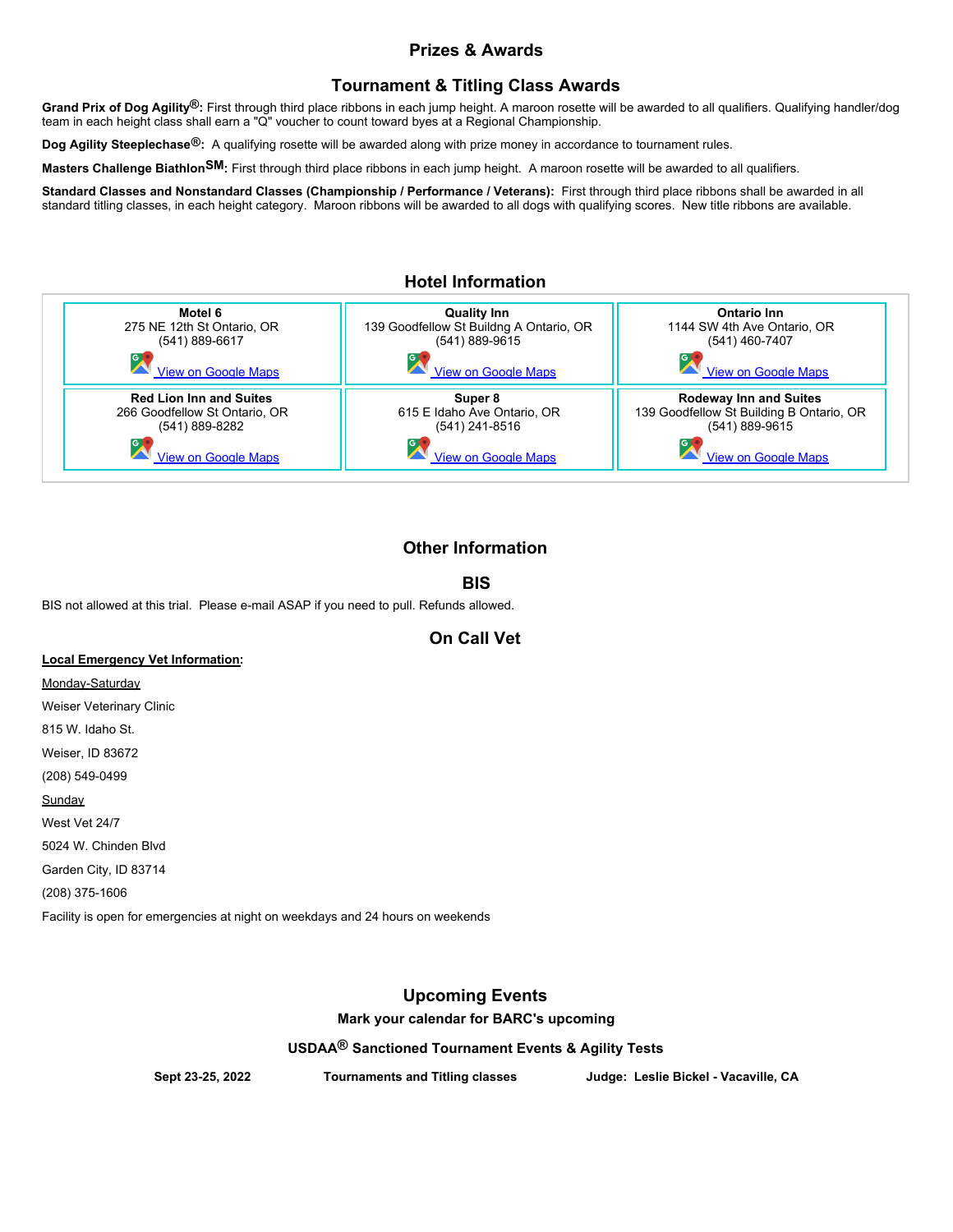## Prizes & Awards

### Tournament & Titling Class Awards

**Grand Prix of Dog Agility®:** First through third place ribbons in each jump height. A maroon rosette will be awarded to all qualifiers. Qualifying handler/dog team in each height class shall earn a "Q" voucher to count toward byes at a Regional Championship.

**Dog Agility Steeplechase®:** A qualifying rosette will be awarded along with prize money in accordance to tournament rules.

**Masters Challenge Biathlon℠:** First through third place ribbons in each jump height. A maroon rosette will be awarded to all qualifiers.

**Standard Classes and Nonstandard Classes (Championship / Performance / Veterans):** First through third place ribbons shall be awarded in all standard titling classes, in each height category. Maroon ribbons will be awarded to all dogs with qualifying scores. New title ribbons are available.

## Hotel Information

| Motel 6 | Quality Inn | Ontario Inn |
|---|---|---|
| 275 NE 12th St Ontario, OR<br>(541) 889-6617<br>View on Google Maps | 139 Goodfellow St Buildng A Ontario, OR<br>(541) 889-9615<br>View on Google Maps | 1144 SW 4th Ave Ontario, OR<br>(541) 460-7407<br>View on Google Maps |
| **Red Lion Inn and Suites**<br>266 Goodfellow St Ontario, OR<br>(541) 889-8282<br>View on Google Maps | **Super 8**<br>615 E Idaho Ave Ontario, OR<br>(541) 241-8516<br>View on Google Maps | **Rodeway Inn and Suites**<br>139 Goodfellow St Building B Ontario, OR<br>(541) 889-9615<br>View on Google Maps |

## Other Information

### BIS

BIS not allowed at this trial. Please e-mail ASAP if you need to pull. Refunds allowed.

### On Call Vet

**Local Emergency Vet Information:**

Monday-Saturday

Weiser Veterinary Clinic

815 W. Idaho St.

Weiser, ID 83672

(208) 549-0499

Sunday

West Vet 24/7

5024 W. Chinden Blvd

Garden City, ID 83714

(208) 375-1606

Facility is open for emergencies at night on weekdays and 24 hours on weekends

## Upcoming Events

**Mark your calendar for BARC's upcoming**

**USDAA® Sanctioned Tournament Events & Agility Tests**

| Sept 23-25, 2022 | Tournaments and Titling classes | Judge: Leslie Bickel - Vacaville, CA |
|---|---|---|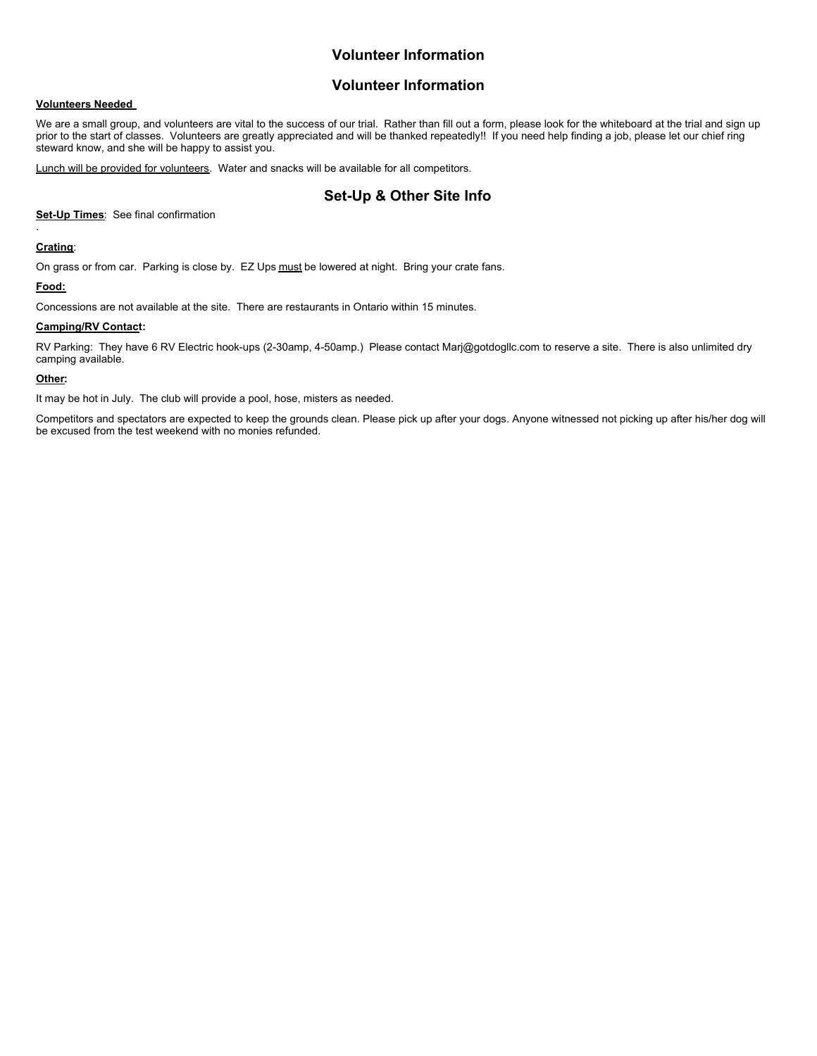## Volunteer Information

## Volunteer Information

**Volunteers Needed**

We are a small group, and volunteers are vital to the success of our trial. Rather than fill out a form, please look for the whiteboard at the trial and sign up prior to the start of classes. Volunteers are greatly appreciated and will be thanked repeatedly!! If you need help finding a job, please let our chief ring steward know, and she will be happy to assist you.

Lunch will be provided for volunteers. Water and snacks will be available for all competitors.

## Set-Up & Other Site Info

**Set-Up Times**: See final confirmation
.

**Crating**:

On grass or from car. Parking is close by. EZ Ups must be lowered at night. Bring your crate fans.

**Food:**

Concessions are not available at the site. There are restaurants in Ontario within 15 minutes.

**Camping/RV Contact:**

RV Parking: They have 6 RV Electric hook-ups (2-30amp, 4-50amp.) Please contact Marj@gotdogllc.com to reserve a site. There is also unlimited dry camping available.

**Other:**

It may be hot in July. The club will provide a pool, hose, misters as needed.

Competitors and spectators are expected to keep the grounds clean. Please pick up after your dogs. Anyone witnessed not picking up after his/her dog will be excused from the test weekend with no monies refunded.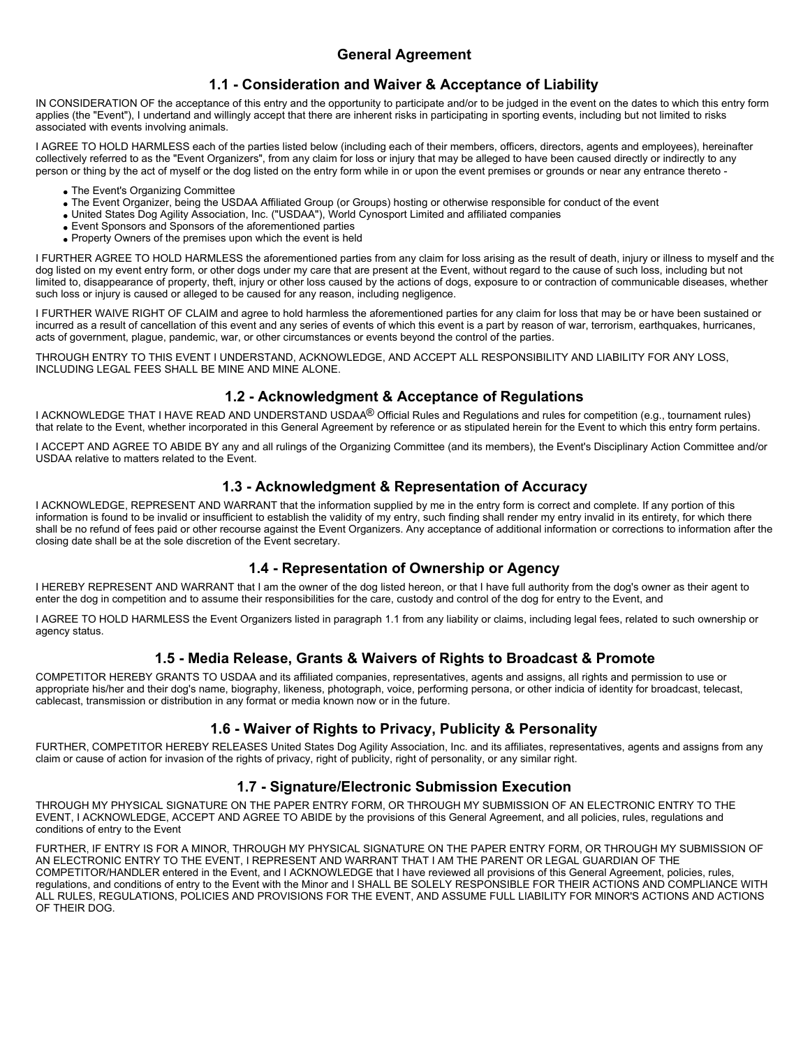# General Agreement

## 1.1 - Consideration and Waiver & Acceptance of Liability

IN CONSIDERATION OF the acceptance of this entry and the opportunity to participate and/or to be judged in the event on the dates to which this entry form applies (the "Event"), I undertand and willingly accept that there are inherent risks in participating in sporting events, including but not limited to risks associated with events involving animals.

I AGREE TO HOLD HARMLESS each of the parties listed below (including each of their members, officers, directors, agents and employees), hereinafter collectively referred to as the "Event Organizers", from any claim for loss or injury that may be alleged to have been caused directly or indirectly to any person or thing by the act of myself or the dog listed on the entry form while in or upon the event premises or grounds or near any entrance thereto -

- The Event's Organizing Committee
- The Event Organizer, being the USDAA Affiliated Group (or Groups) hosting or otherwise responsible for conduct of the event
- United States Dog Agility Association, Inc. ("USDAA"), World Cynosport Limited and affiliated companies
- Event Sponsors and Sponsors of the aforementioned parties
- Property Owners of the premises upon which the event is held

I FURTHER AGREE TO HOLD HARMLESS the aforementioned parties from any claim for loss arising as the result of death, injury or illness to myself and the dog listed on my event entry form, or other dogs under my care that are present at the Event, without regard to the cause of such loss, including but not limited to, disappearance of property, theft, injury or other loss caused by the actions of dogs, exposure to or contraction of communicable diseases, whether such loss or injury is caused or alleged to be caused for any reason, including negligence.

I FURTHER WAIVE RIGHT OF CLAIM and agree to hold harmless the aforementioned parties for any claim for loss that may be or have been sustained or incurred as a result of cancellation of this event and any series of events of which this event is a part by reason of war, terrorism, earthquakes, hurricanes, acts of government, plague, pandemic, war, or other circumstances or events beyond the control of the parties.

THROUGH ENTRY TO THIS EVENT I UNDERSTAND, ACKNOWLEDGE, AND ACCEPT ALL RESPONSIBILITY AND LIABILITY FOR ANY LOSS, INCLUDING LEGAL FEES SHALL BE MINE AND MINE ALONE.

## 1.2 - Acknowledgment & Acceptance of Regulations

I ACKNOWLEDGE THAT I HAVE READ AND UNDERSTAND USDAA® Official Rules and Regulations and rules for competition (e.g., tournament rules) that relate to the Event, whether incorporated in this General Agreement by reference or as stipulated herein for the Event to which this entry form pertains.

I ACCEPT AND AGREE TO ABIDE BY any and all rulings of the Organizing Committee (and its members), the Event's Disciplinary Action Committee and/or USDAA relative to matters related to the Event.

## 1.3 - Acknowledgment & Representation of Accuracy

I ACKNOWLEDGE, REPRESENT AND WARRANT that the information supplied by me in the entry form is correct and complete. If any portion of this information is found to be invalid or insufficient to establish the validity of my entry, such finding shall render my entry invalid in its entirety, for which there shall be no refund of fees paid or other recourse against the Event Organizers. Any acceptance of additional information or corrections to information after the closing date shall be at the sole discretion of the Event secretary.

## 1.4 - Representation of Ownership or Agency

I HEREBY REPRESENT AND WARRANT that I am the owner of the dog listed hereon, or that I have full authority from the dog's owner as their agent to enter the dog in competition and to assume their responsibilities for the care, custody and control of the dog for entry to the Event, and

I AGREE TO HOLD HARMLESS the Event Organizers listed in paragraph 1.1 from any liability or claims, including legal fees, related to such ownership or agency status.

## 1.5 - Media Release, Grants & Waivers of Rights to Broadcast & Promote

COMPETITOR HEREBY GRANTS TO USDAA and its affiliated companies, representatives, agents and assigns, all rights and permission to use or appropriate his/her and their dog's name, biography, likeness, photograph, voice, performing persona, or other indicia of identity for broadcast, telecast, cablecast, transmission or distribution in any format or media known now or in the future.

## 1.6 - Waiver of Rights to Privacy, Publicity & Personality

FURTHER, COMPETITOR HEREBY RELEASES United States Dog Agility Association, Inc. and its affiliates, representatives, agents and assigns from any claim or cause of action for invasion of the rights of privacy, right of publicity, right of personality, or any similar right.

## 1.7 - Signature/Electronic Submission Execution

THROUGH MY PHYSICAL SIGNATURE ON THE PAPER ENTRY FORM, OR THROUGH MY SUBMISSION OF AN ELECTRONIC ENTRY TO THE EVENT, I ACKNOWLEDGE, ACCEPT AND AGREE TO ABIDE by the provisions of this General Agreement, and all policies, rules, regulations and conditions of entry to the Event

FURTHER, IF ENTRY IS FOR A MINOR, THROUGH MY PHYSICAL SIGNATURE ON THE PAPER ENTRY FORM, OR THROUGH MY SUBMISSION OF AN ELECTRONIC ENTRY TO THE EVENT, I REPRESENT AND WARRANT THAT I AM THE PARENT OR LEGAL GUARDIAN OF THE COMPETITOR/HANDLER entered in the Event, and I ACKNOWLEDGE that I have reviewed all provisions of this General Agreement, policies, rules, regulations, and conditions of entry to the Event with the Minor and I SHALL BE SOLELY RESPONSIBLE FOR THEIR ACTIONS AND COMPLIANCE WITH ALL RULES, REGULATIONS, POLICIES AND PROVISIONS FOR THE EVENT, AND ASSUME FULL LIABILITY FOR MINOR'S ACTIONS AND ACTIONS OF THEIR DOG.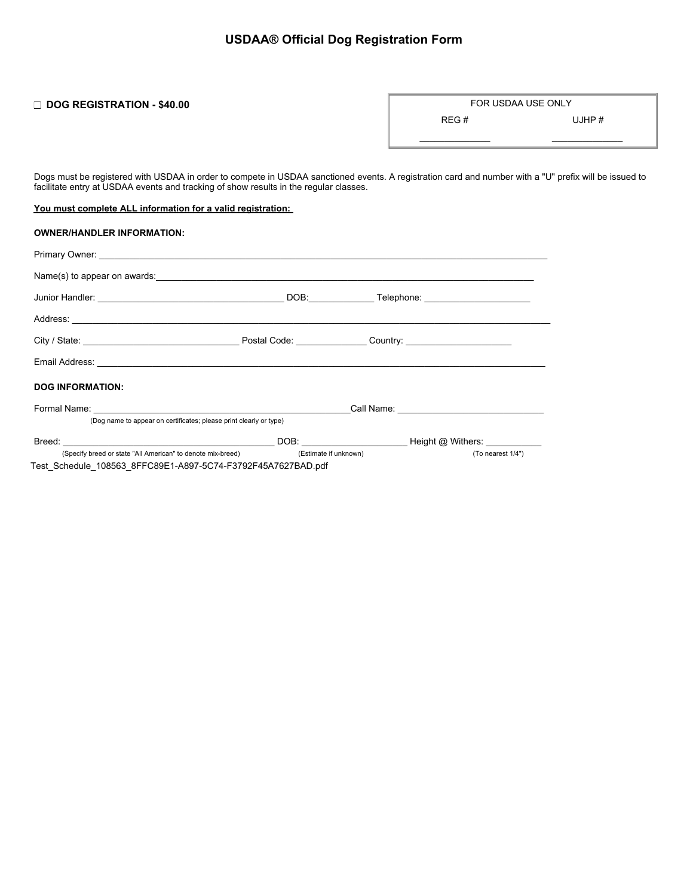# USDAA® Official Dog Registration Form

☐ **DOG REGISTRATION - $40.00**

| FOR USDAA USE ONLY | |
|---|---|
| REG # | UJHP # |
| ______________ | ______________ |

Dogs must be registered with USDAA in order to compete in USDAA sanctioned events. A registration card and number with a "U" prefix will be issued to facilitate entry at USDAA events and tracking of show results in the regular classes.

**You must complete ALL information for a valid registration:**

**OWNER/HANDLER INFORMATION:**

Primary Owner: ______________________________________________________________

Name(s) to appear on awards: ______________________________________________________

Junior Handler: ______________________________ DOB: ____________ Telephone: ____________________

Address: ______________________________________________________________

City / State: ______________________________ Postal Code: ______________ Country: ____________________

Email Address: ______________________________________________________________

**DOG INFORMATION:**

Formal Name: __________________________________________ Call Name: ____________________________
(Dog name to appear on certificates; please print clearly or type)

Breed: ______________________________________ DOB: ____________________ Height @ Withers: ___________
(Specify breed or state "All American" to denote mix-breed) (Estimate if unknown) (To nearest 1/4")

Test_Schedule_108563_8FFC89E1-A897-5C74-F3792F45A7627BAD.pdf